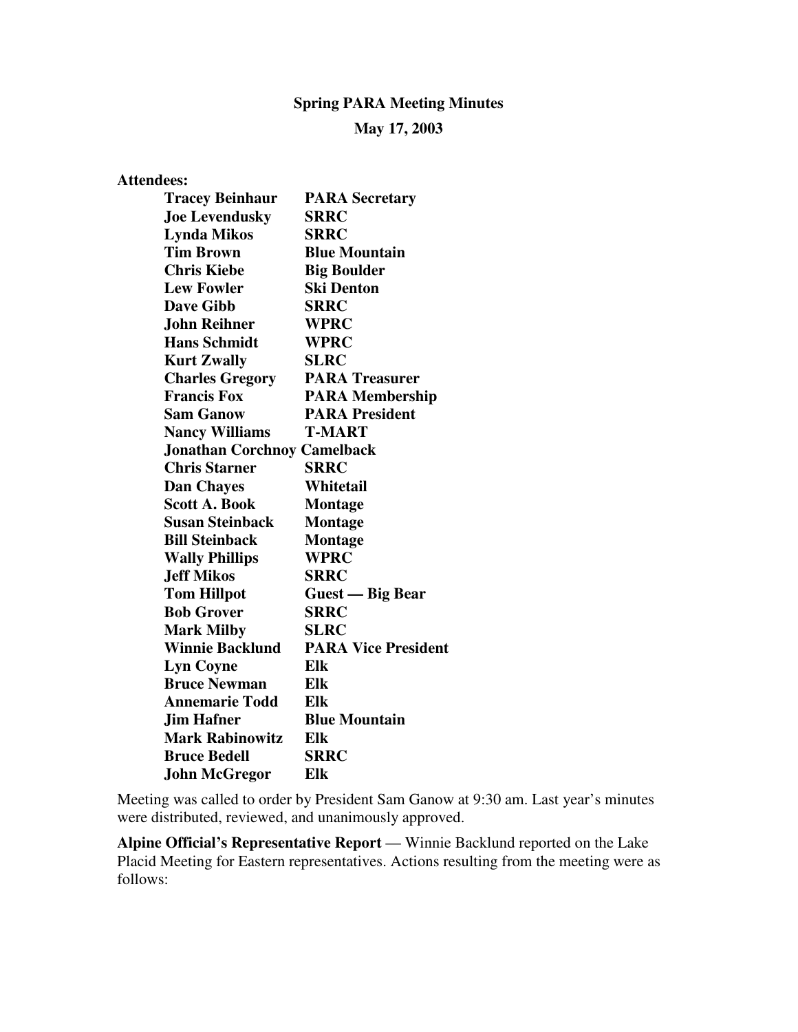**Spring PARA Meeting Minutes**

**May 17, 2003**

**Attendees:**

| | |
|---|---|
| **Tracey Beinhaur** | **PARA Secretary** |
| **Joe Levendusky** | **SRRC** |
| **Lynda Mikos** | **SRRC** |
| **Tim Brown** | **Blue Mountain** |
| **Chris Kiebe** | **Big Boulder** |
| **Lew Fowler** | **Ski Denton** |
| **Dave Gibb** | **SRRC** |
| **John Reihner** | **WPRC** |
| **Hans Schmidt** | **WPRC** |
| **Kurt Zwally** | **SLRC** |
| **Charles Gregory** | **PARA Treasurer** |
| **Francis Fox** | **PARA Membership** |
| **Sam Ganow** | **PARA President** |
| **Nancy Williams** | **T-MART** |
| **Jonathan Corchnoy** | **Camelback** |
| **Chris Starner** | **SRRC** |
| **Dan Chayes** | **Whitetail** |
| **Scott A. Book** | **Montage** |
| **Susan Steinback** | **Montage** |
| **Bill Steinback** | **Montage** |
| **Wally Phillips** | **WPRC** |
| **Jeff Mikos** | **SRRC** |
| **Tom Hillpot** | **Guest — Big Bear** |
| **Bob Grover** | **SRRC** |
| **Mark Milby** | **SLRC** |
| **Winnie Backlund** | **PARA Vice President** |
| **Lyn Coyne** | **Elk** |
| **Bruce Newman** | **Elk** |
| **Annemarie Todd** | **Elk** |
| **Jim Hafner** | **Blue Mountain** |
| **Mark Rabinowitz** | **Elk** |
| **Bruce Bedell** | **SRRC** |
| **John McGregor** | **Elk** |

Meeting was called to order by President Sam Ganow at 9:30 am. Last year's minutes were distributed, reviewed, and unanimously approved.

**Alpine Official's Representative Report** — Winnie Backlund reported on the Lake Placid Meeting for Eastern representatives. Actions resulting from the meeting were as follows: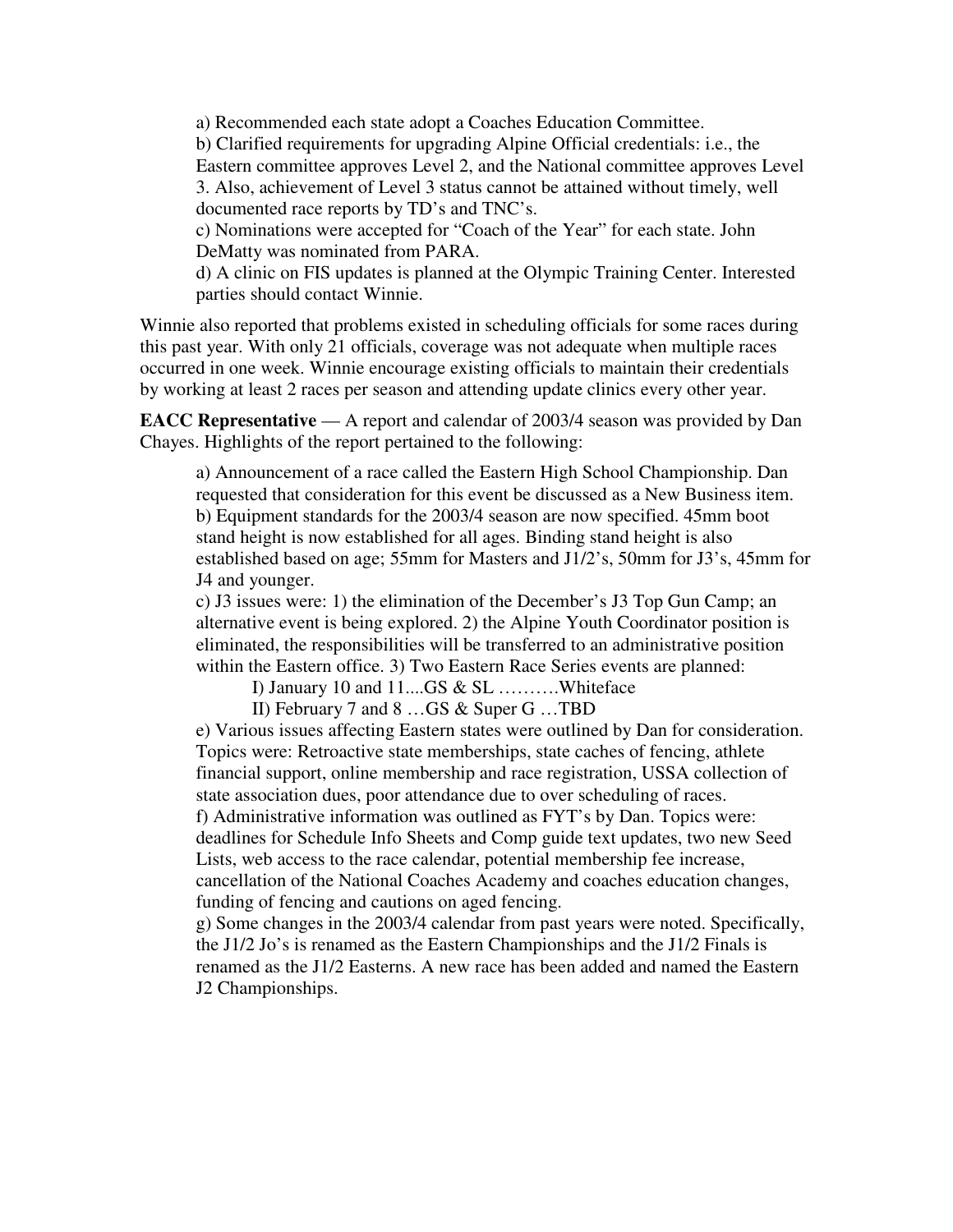a) Recommended each state adopt a Coaches Education Committee.
b) Clarified requirements for upgrading Alpine Official credentials: i.e., the Eastern committee approves Level 2, and the National committee approves Level 3. Also, achievement of Level 3 status cannot be attained without timely, well documented race reports by TD's and TNC's.
c) Nominations were accepted for "Coach of the Year" for each state. John DeMatty was nominated from PARA.
d) A clinic on FIS updates is planned at the Olympic Training Center. Interested parties should contact Winnie.

Winnie also reported that problems existed in scheduling officials for some races during this past year. With only 21 officials, coverage was not adequate when multiple races occurred in one week. Winnie encourage existing officials to maintain their credentials by working at least 2 races per season and attending update clinics every other year.

**EACC Representative** — A report and calendar of 2003/4 season was provided by Dan Chayes. Highlights of the report pertained to the following:

a) Announcement of a race called the Eastern High School Championship. Dan requested that consideration for this event be discussed as a New Business item.
b) Equipment standards for the 2003/4 season are now specified. 45mm boot stand height is now established for all ages. Binding stand height is also established based on age; 55mm for Masters and J1/2's, 50mm for J3's, 45mm for J4 and younger.
c) J3 issues were: 1) the elimination of the December's J3 Top Gun Camp; an alternative event is being explored. 2) the Alpine Youth Coordinator position is eliminated, the responsibilities will be transferred to an administrative position within the Eastern office. 3) Two Eastern Race Series events are planned:

I) January 10 and 11....GS & SL ……….Whiteface
II) February 7 and 8 …GS & Super G …TBD

e) Various issues affecting Eastern states were outlined by Dan for consideration. Topics were: Retroactive state memberships, state caches of fencing, athlete financial support, online membership and race registration, USSA collection of state association dues, poor attendance due to over scheduling of races.
f) Administrative information was outlined as FYT's by Dan. Topics were: deadlines for Schedule Info Sheets and Comp guide text updates, two new Seed Lists, web access to the race calendar, potential membership fee increase, cancellation of the National Coaches Academy and coaches education changes, funding of fencing and cautions on aged fencing.
g) Some changes in the 2003/4 calendar from past years were noted. Specifically, the J1/2 Jo's is renamed as the Eastern Championships and the J1/2 Finals is renamed as the J1/2 Easterns. A new race has been added and named the Eastern J2 Championships.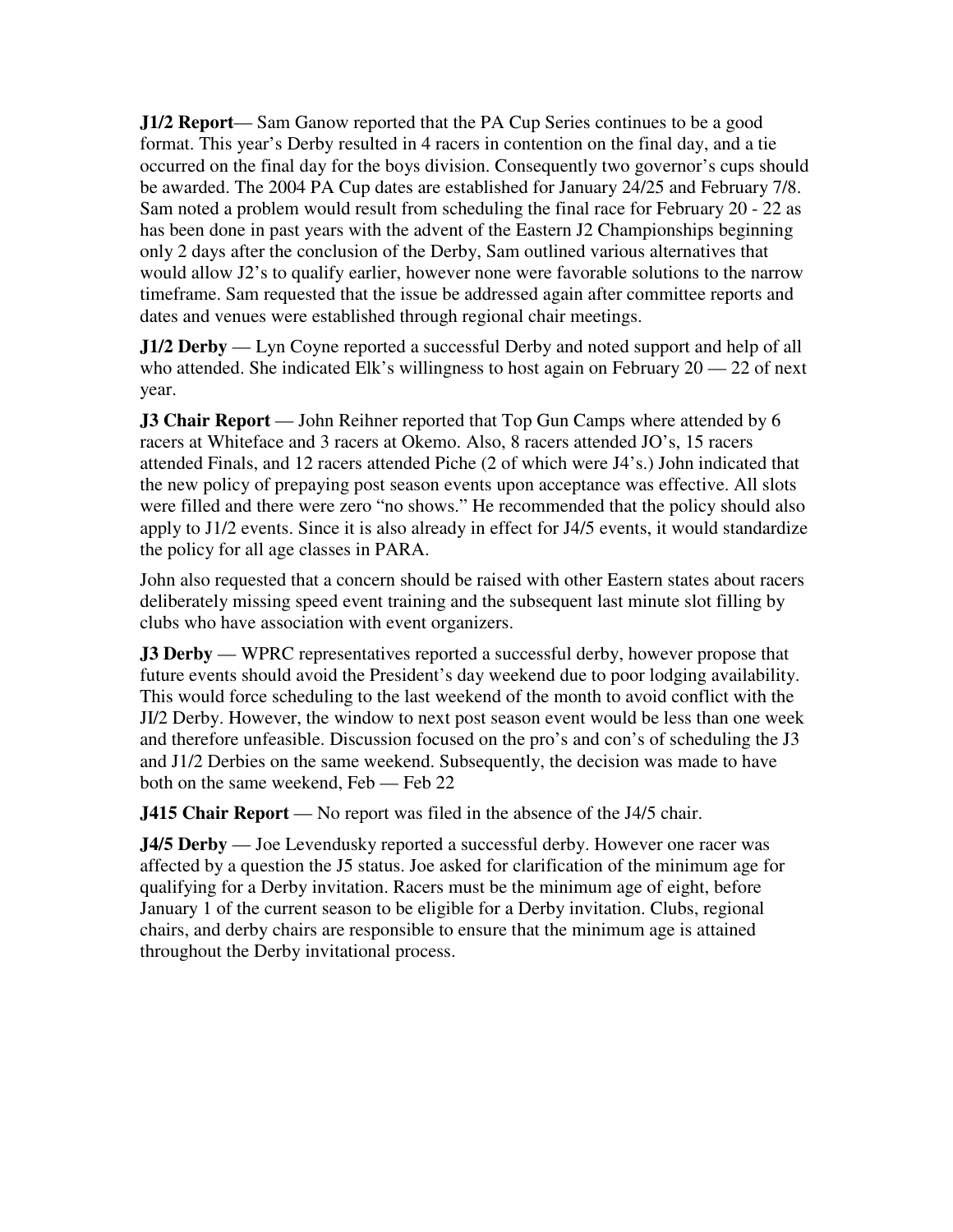**J1/2 Report**— Sam Ganow reported that the PA Cup Series continues to be a good format. This year's Derby resulted in 4 racers in contention on the final day, and a tie occurred on the final day for the boys division. Consequently two governor's cups should be awarded. The 2004 PA Cup dates are established for January 24/25 and February 7/8. Sam noted a problem would result from scheduling the final race for February 20 - 22 as has been done in past years with the advent of the Eastern J2 Championships beginning only 2 days after the conclusion of the Derby, Sam outlined various alternatives that would allow J2's to qualify earlier, however none were favorable solutions to the narrow timeframe. Sam requested that the issue be addressed again after committee reports and dates and venues were established through regional chair meetings.

**J1/2 Derby** — Lyn Coyne reported a successful Derby and noted support and help of all who attended. She indicated Elk's willingness to host again on February 20 — 22 of next year.

**J3 Chair Report** — John Reihner reported that Top Gun Camps where attended by 6 racers at Whiteface and 3 racers at Okemo. Also, 8 racers attended JO's, 15 racers attended Finals, and 12 racers attended Piche (2 of which were J4's.) John indicated that the new policy of prepaying post season events upon acceptance was effective. All slots were filled and there were zero "no shows." He recommended that the policy should also apply to J1/2 events. Since it is also already in effect for J4/5 events, it would standardize the policy for all age classes in PARA.

John also requested that a concern should be raised with other Eastern states about racers deliberately missing speed event training and the subsequent last minute slot filling by clubs who have association with event organizers.

**J3 Derby** — WPRC representatives reported a successful derby, however propose that future events should avoid the President's day weekend due to poor lodging availability. This would force scheduling to the last weekend of the month to avoid conflict with the JI/2 Derby. However, the window to next post season event would be less than one week and therefore unfeasible. Discussion focused on the pro's and con's of scheduling the J3 and J1/2 Derbies on the same weekend. Subsequently, the decision was made to have both on the same weekend, Feb — Feb 22

**J415 Chair Report** — No report was filed in the absence of the J4/5 chair.

**J4/5 Derby** — Joe Levendusky reported a successful derby. However one racer was affected by a question the J5 status. Joe asked for clarification of the minimum age for qualifying for a Derby invitation. Racers must be the minimum age of eight, before January 1 of the current season to be eligible for a Derby invitation. Clubs, regional chairs, and derby chairs are responsible to ensure that the minimum age is attained throughout the Derby invitational process.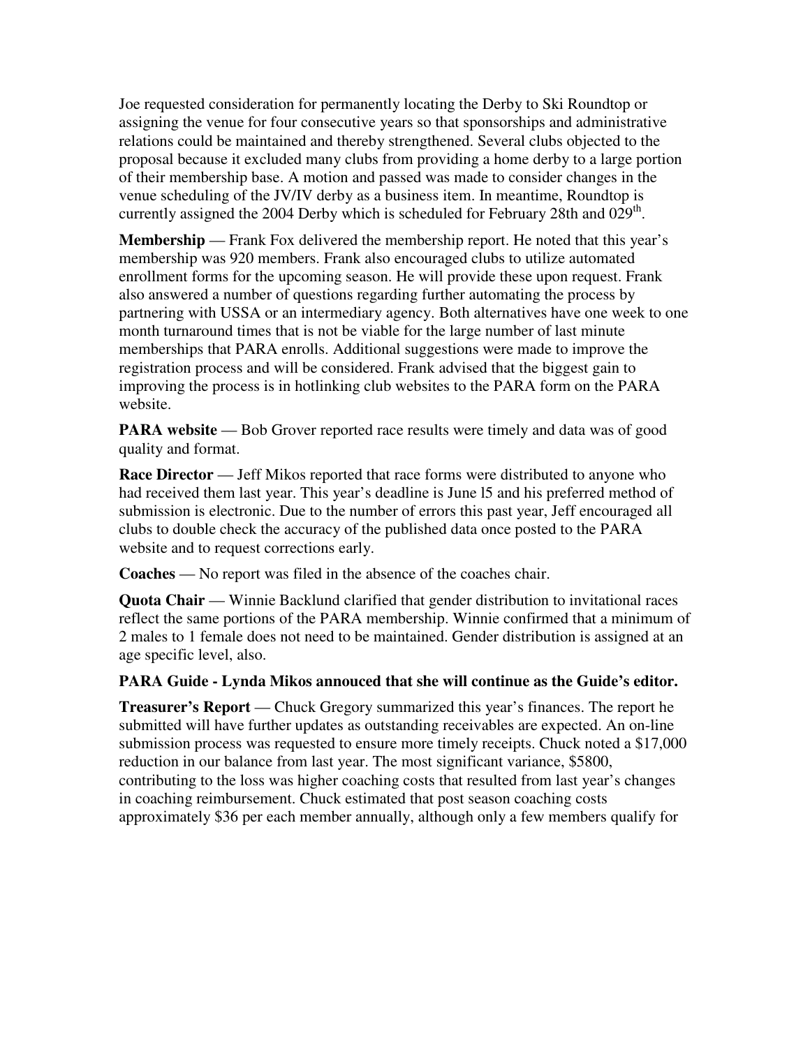Joe requested consideration for permanently locating the Derby to Ski Roundtop or assigning the venue for four consecutive years so that sponsorships and administrative relations could be maintained and thereby strengthened. Several clubs objected to the proposal because it excluded many clubs from providing a home derby to a large portion of their membership base. A motion and passed was made to consider changes in the venue scheduling of the JV/IV derby as a business item. In meantime, Roundtop is currently assigned the 2004 Derby which is scheduled for February 28th and 029th.

**Membership** — Frank Fox delivered the membership report. He noted that this year's membership was 920 members. Frank also encouraged clubs to utilize automated enrollment forms for the upcoming season. He will provide these upon request. Frank also answered a number of questions regarding further automating the process by partnering with USSA or an intermediary agency. Both alternatives have one week to one month turnaround times that is not be viable for the large number of last minute memberships that PARA enrolls. Additional suggestions were made to improve the registration process and will be considered. Frank advised that the biggest gain to improving the process is in hotlinking club websites to the PARA form on the PARA website.

**PARA website** — Bob Grover reported race results were timely and data was of good quality and format.

**Race Director** — Jeff Mikos reported that race forms were distributed to anyone who had received them last year. This year's deadline is June l5 and his preferred method of submission is electronic. Due to the number of errors this past year, Jeff encouraged all clubs to double check the accuracy of the published data once posted to the PARA website and to request corrections early.

**Coaches** — No report was filed in the absence of the coaches chair.

**Quota Chair** — Winnie Backlund clarified that gender distribution to invitational races reflect the same portions of the PARA membership. Winnie confirmed that a minimum of 2 males to 1 female does not need to be maintained. Gender distribution is assigned at an age specific level, also.

**PARA Guide - Lynda Mikos annouced that she will continue as the Guide's editor.**

**Treasurer's Report** — Chuck Gregory summarized this year's finances. The report he submitted will have further updates as outstanding receivables are expected. An on-line submission process was requested to ensure more timely receipts. Chuck noted a $17,000 reduction in our balance from last year. The most significant variance, $5800, contributing to the loss was higher coaching costs that resulted from last year's changes in coaching reimbursement. Chuck estimated that post season coaching costs approximately $36 per each member annually, although only a few members qualify for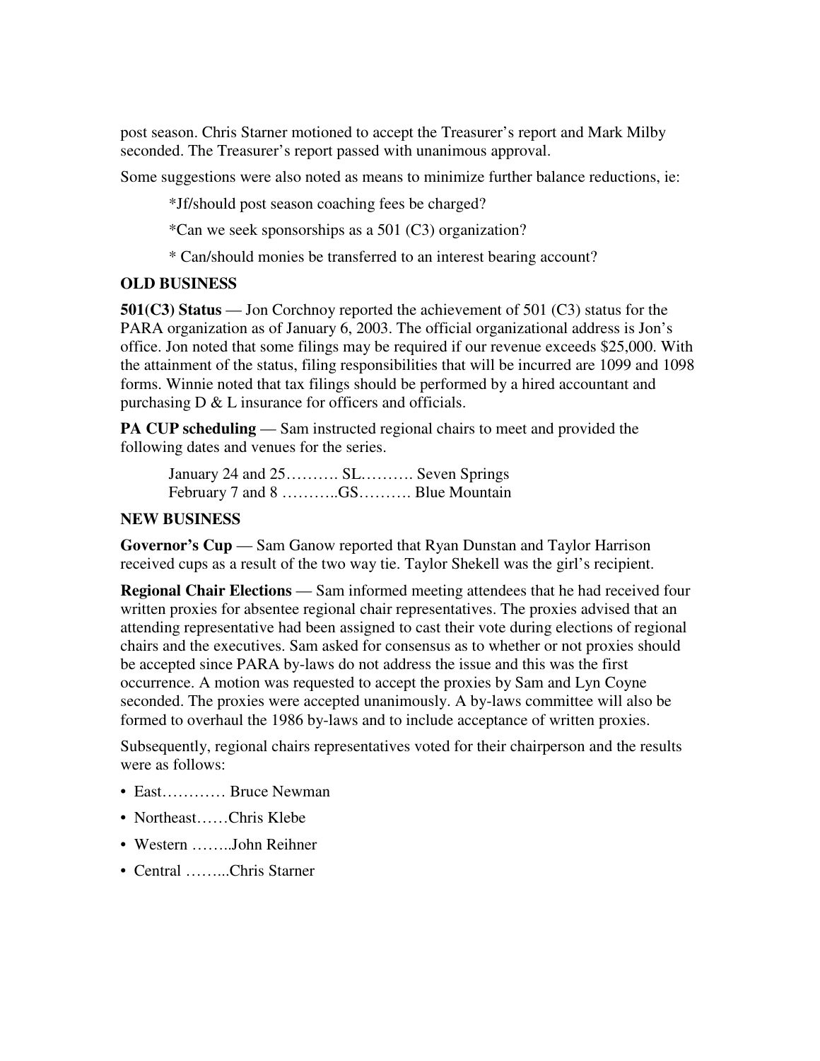post season. Chris Starner motioned to accept the Treasurer's report and Mark Milby seconded. The Treasurer's report passed with unanimous approval.

Some suggestions were also noted as means to minimize further balance reductions, ie:

*Jf/should post season coaching fees be charged?

*Can we seek sponsorships as a 501 (C3) organization?

* Can/should monies be transferred to an interest bearing account?

**OLD BUSINESS**

**501(C3) Status** — Jon Corchnoy reported the achievement of 501 (C3) status for the PARA organization as of January 6, 2003. The official organizational address is Jon's office. Jon noted that some filings may be required if our revenue exceeds $25,000. With the attainment of the status, filing responsibilities that will be incurred are 1099 and 1098 forms. Winnie noted that tax filings should be performed by a hired accountant and purchasing D & L insurance for officers and officials.

**PA CUP scheduling** — Sam instructed regional chairs to meet and provided the following dates and venues for the series.

January 24 and 25………. SL………. Seven Springs
February 7 and 8 ………..GS………. Blue Mountain

**NEW BUSINESS**

**Governor's Cup** — Sam Ganow reported that Ryan Dunstan and Taylor Harrison received cups as a result of the two way tie. Taylor Shekell was the girl's recipient.

**Regional Chair Elections** — Sam informed meeting attendees that he had received four written proxies for absentee regional chair representatives. The proxies advised that an attending representative had been assigned to cast their vote during elections of regional chairs and the executives. Sam asked for consensus as to whether or not proxies should be accepted since PARA by-laws do not address the issue and this was the first occurrence. A motion was requested to accept the proxies by Sam and Lyn Coyne seconded. The proxies were accepted unanimously. A by-laws committee will also be formed to overhaul the 1986 by-laws and to include acceptance of written proxies.

Subsequently, regional chairs representatives voted for their chairperson and the results were as follows:

- East………… Bruce Newman
- Northeast……Chris Klebe
- Western ……..John Reihner
- Central ……...Chris Starner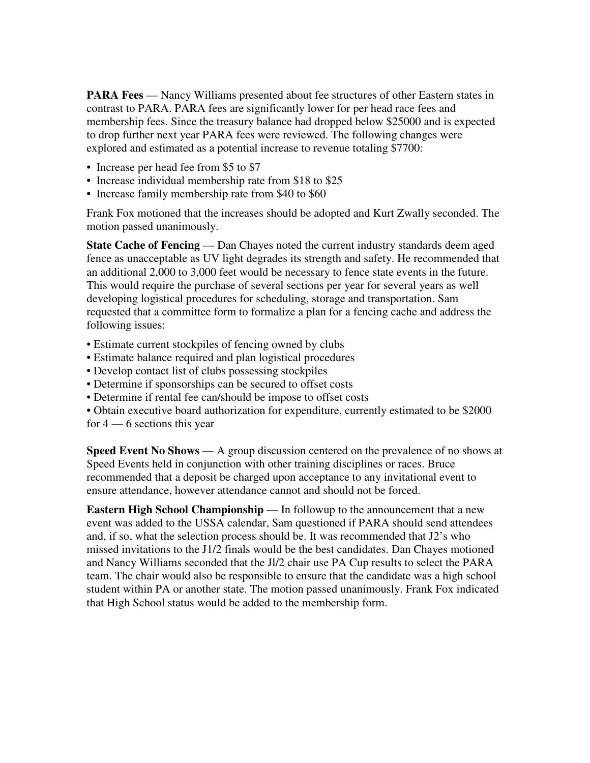**PARA Fees** — Nancy Williams presented about fee structures of other Eastern states in contrast to PARA. PARA fees are significantly lower for per head race fees and membership fees. Since the treasury balance had dropped below $25000 and is expected to drop further next year PARA fees were reviewed. The following changes were explored and estimated as a potential increase to revenue totaling $7700:

- Increase per head fee from $5 to $7
- Increase individual membership rate from $18 to $25
- Increase family membership rate from $40 to $60

Frank Fox motioned that the increases should be adopted and Kurt Zwally seconded. The motion passed unanimously.

**State Cache of Fencing** — Dan Chayes noted the current industry standards deem aged fence as unacceptable as UV light degrades its strength and safety. He recommended that an additional 2,000 to 3,000 feet would be necessary to fence state events in the future. This would require the purchase of several sections per year for several years as well developing logistical procedures for scheduling, storage and transportation. Sam requested that a committee form to formalize a plan for a fencing cache and address the following issues:

- Estimate current stockpiles of fencing owned by clubs
- Estimate balance required and plan logistical procedures
- Develop contact list of clubs possessing stockpiles
- Determine if sponsorships can be secured to offset costs
- Determine if rental fee can/should be impose to offset costs
- Obtain executive board authorization for expenditure, currently estimated to be $2000 for 4 — 6 sections this year

**Speed Event No Shows** — A group discussion centered on the prevalence of no shows at Speed Events held in conjunction with other training disciplines or races. Bruce recommended that a deposit be charged upon acceptance to any invitational event to ensure attendance, however attendance cannot and should not be forced.

**Eastern High School Championship** — In followup to the announcement that a new event was added to the USSA calendar, Sam questioned if PARA should send attendees and, if so, what the selection process should be. It was recommended that J2's who missed invitations to the J1/2 finals would be the best candidates. Dan Chayes motioned and Nancy Williams seconded that the Jl/2 chair use PA Cup results to select the PARA team. The chair would also be responsible to ensure that the candidate was a high school student within PA or another state. The motion passed unanimously. Frank Fox indicated that High School status would be added to the membership form.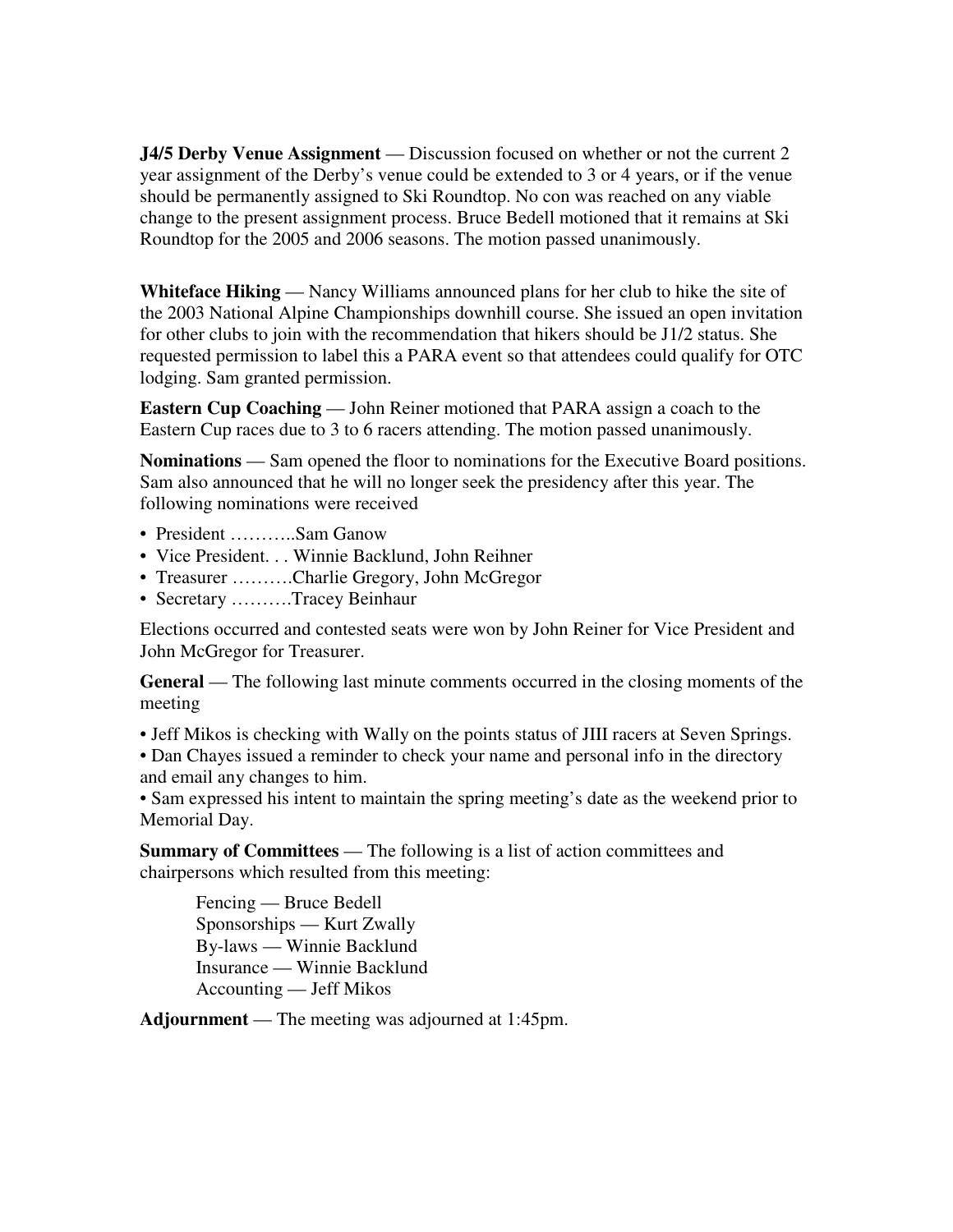**J4/5 Derby Venue Assignment** — Discussion focused on whether or not the current 2 year assignment of the Derby's venue could be extended to 3 or 4 years, or if the venue should be permanently assigned to Ski Roundtop. No con was reached on any viable change to the present assignment process. Bruce Bedell motioned that it remains at Ski Roundtop for the 2005 and 2006 seasons. The motion passed unanimously.

**Whiteface Hiking** — Nancy Williams announced plans for her club to hike the site of the 2003 National Alpine Championships downhill course. She issued an open invitation for other clubs to join with the recommendation that hikers should be J1/2 status. She requested permission to label this a PARA event so that attendees could qualify for OTC lodging. Sam granted permission.

**Eastern Cup Coaching** — John Reiner motioned that PARA assign a coach to the Eastern Cup races due to 3 to 6 racers attending. The motion passed unanimously.

**Nominations** — Sam opened the floor to nominations for the Executive Board positions. Sam also announced that he will no longer seek the presidency after this year. The following nominations were received

- President ………..Sam Ganow
- Vice President. . . Winnie Backlund, John Reihner
- Treasurer ……….Charlie Gregory, John McGregor
- Secretary ……….Tracey Beinhaur

Elections occurred and contested seats were won by John Reiner for Vice President and John McGregor for Treasurer.

**General** — The following last minute comments occurred in the closing moments of the meeting

- Jeff Mikos is checking with Wally on the points status of JIII racers at Seven Springs.
- Dan Chayes issued a reminder to check your name and personal info in the directory and email any changes to him.
- Sam expressed his intent to maintain the spring meeting's date as the weekend prior to Memorial Day.

**Summary of Committees** — The following is a list of action committees and chairpersons which resulted from this meeting:

Fencing — Bruce Bedell
Sponsorships — Kurt Zwally
By-laws — Winnie Backlund
Insurance — Winnie Backlund
Accounting — Jeff Mikos

**Adjournment** — The meeting was adjourned at 1:45pm.